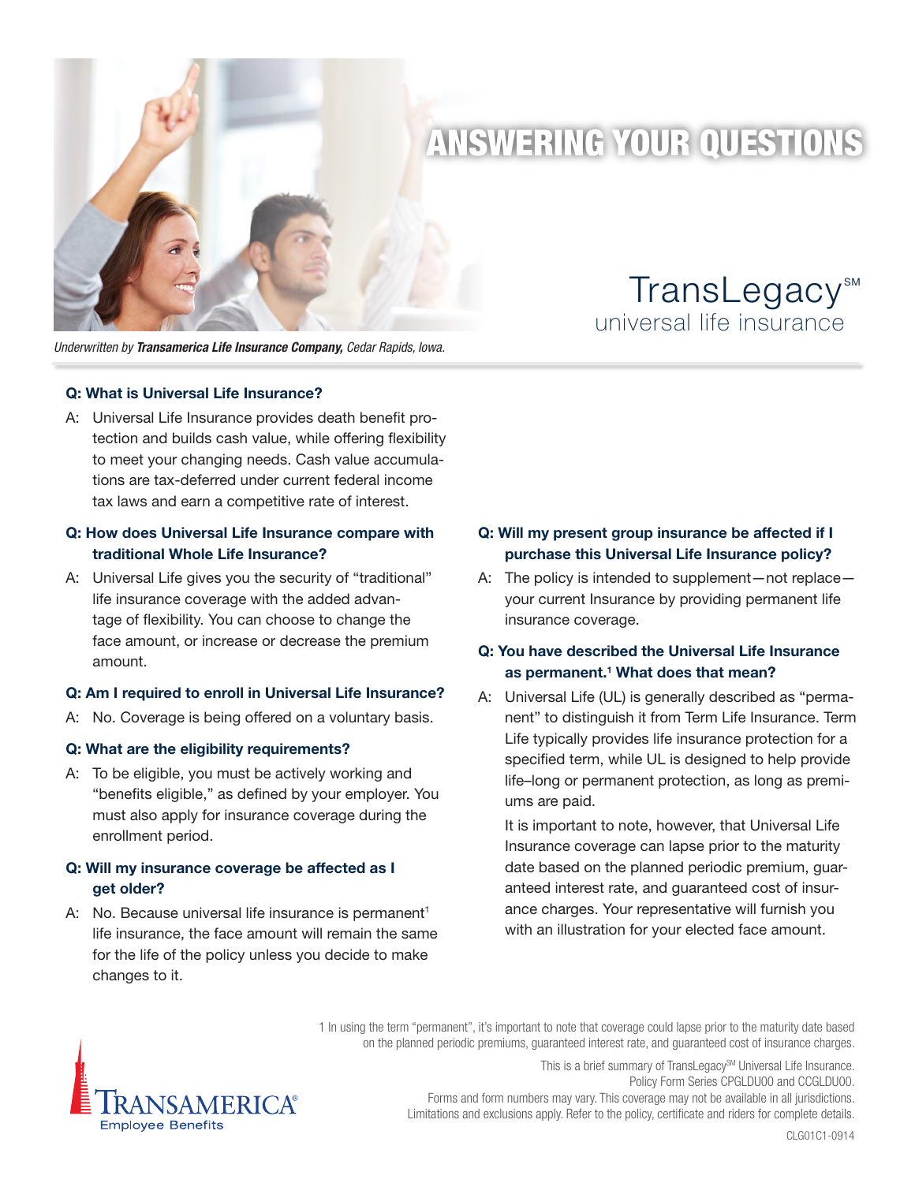# ANSWERING YOUR QUESTIONS

## TransLegacy℠
### universal life insurance

*Underwritten by **Transamerica Life Insurance Company,** Cedar Rapids, Iowa.*

**Q: What is Universal Life Insurance?**

A: Universal Life Insurance provides death benefit protection and builds cash value, while offering flexibility to meet your changing needs. Cash value accumulations are tax-deferred under current federal income tax laws and earn a competitive rate of interest.

**Q: How does Universal Life Insurance compare with traditional Whole Life Insurance?**

A: Universal Life gives you the security of "traditional" life insurance coverage with the added advantage of flexibility. You can choose to change the face amount, or increase or decrease the premium amount.

**Q: Am I required to enroll in Universal Life Insurance?**

A: No. Coverage is being offered on a voluntary basis.

**Q: What are the eligibility requirements?**

A: To be eligible, you must be actively working and "benefits eligible," as defined by your employer. You must also apply for insurance coverage during the enrollment period.

**Q: Will my insurance coverage be affected as I get older?**

A: No. Because universal life insurance is permanent[1] life insurance, the face amount will remain the same for the life of the policy unless you decide to make changes to it.

**Q: Will my present group insurance be affected if I purchase this Universal Life Insurance policy?**

A: The policy is intended to supplement—not replace—your current Insurance by providing permanent life insurance coverage.

**Q: You have described the Universal Life Insurance as permanent.[1] What does that mean?**

A: Universal Life (UL) is generally described as "permanent" to distinguish it from Term Life Insurance. Term Life typically provides life insurance protection for a specified term, while UL is designed to help provide life–long or permanent protection, as long as premiums are paid.

It is important to note, however, that Universal Life Insurance coverage can lapse prior to the maturity date based on the planned periodic premium, guaranteed interest rate, and guaranteed cost of insurance charges. Your representative will furnish you with an illustration for your elected face amount.

1 In using the term "permanent", it's important to note that coverage could lapse prior to the maturity date based on the planned periodic premiums, guaranteed interest rate, and guaranteed cost of insurance charges.

This is a brief summary of TransLegacy℠ Universal Life Insurance.
Policy Form Series CPGLDU00 and CCGLDU00.
Forms and form numbers may vary. This coverage may not be available in all jurisdictions.
Limitations and exclusions apply. Refer to the policy, certificate and riders for complete details.

TRANSAMERICA® Employee Benefits

CLG01C1-0914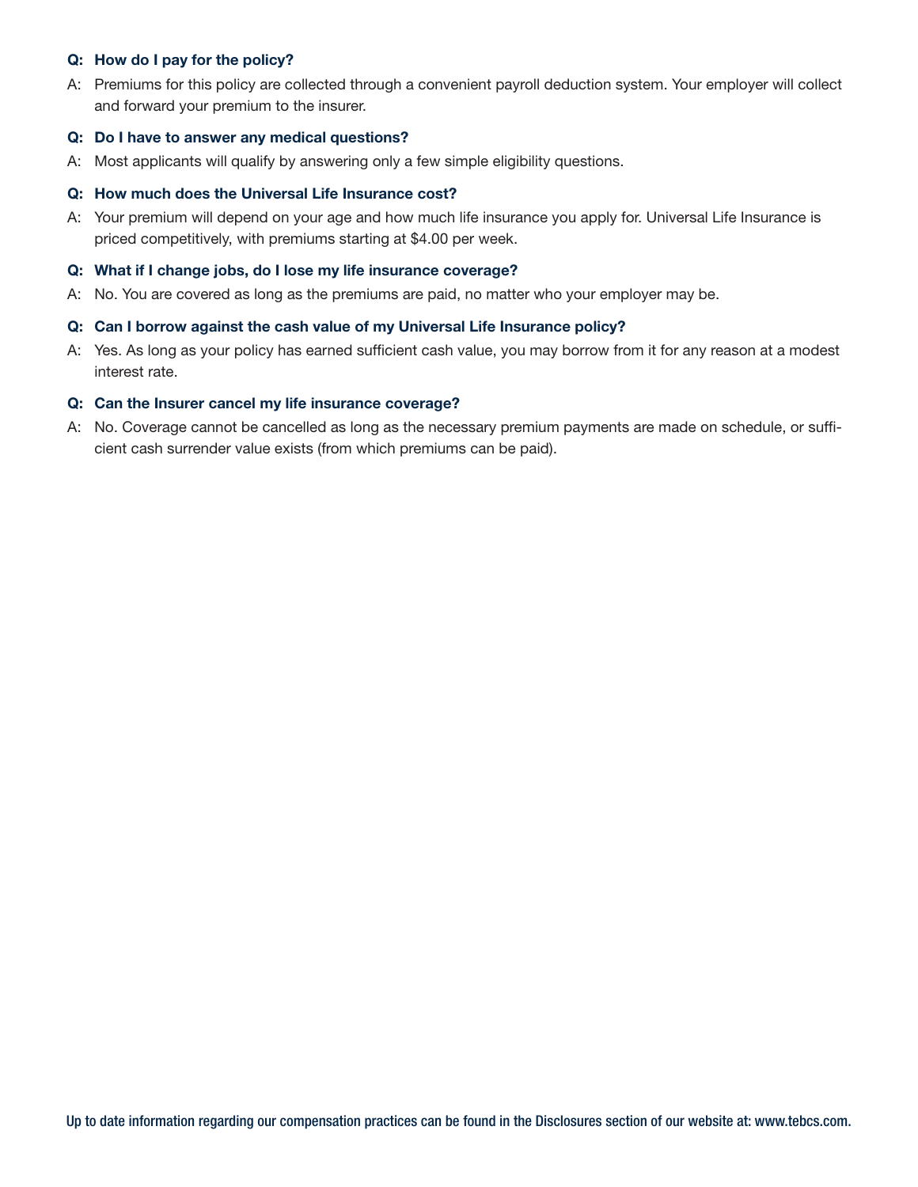**Q: How do I pay for the policy?**

A: Premiums for this policy are collected through a convenient payroll deduction system. Your employer will collect and forward your premium to the insurer.

**Q: Do I have to answer any medical questions?**

A: Most applicants will qualify by answering only a few simple eligibility questions.

**Q: How much does the Universal Life Insurance cost?**

A: Your premium will depend on your age and how much life insurance you apply for. Universal Life Insurance is priced competitively, with premiums starting at $4.00 per week.

**Q: What if I change jobs, do I lose my life insurance coverage?**

A: No. You are covered as long as the premiums are paid, no matter who your employer may be.

**Q: Can I borrow against the cash value of my Universal Life Insurance policy?**

A: Yes. As long as your policy has earned sufficient cash value, you may borrow from it for any reason at a modest interest rate.

**Q: Can the Insurer cancel my life insurance coverage?**

A: No. Coverage cannot be cancelled as long as the necessary premium payments are made on schedule, or sufficient cash surrender value exists (from which premiums can be paid).

Up to date information regarding our compensation practices can be found in the Disclosures section of our website at: www.tebcs.com.